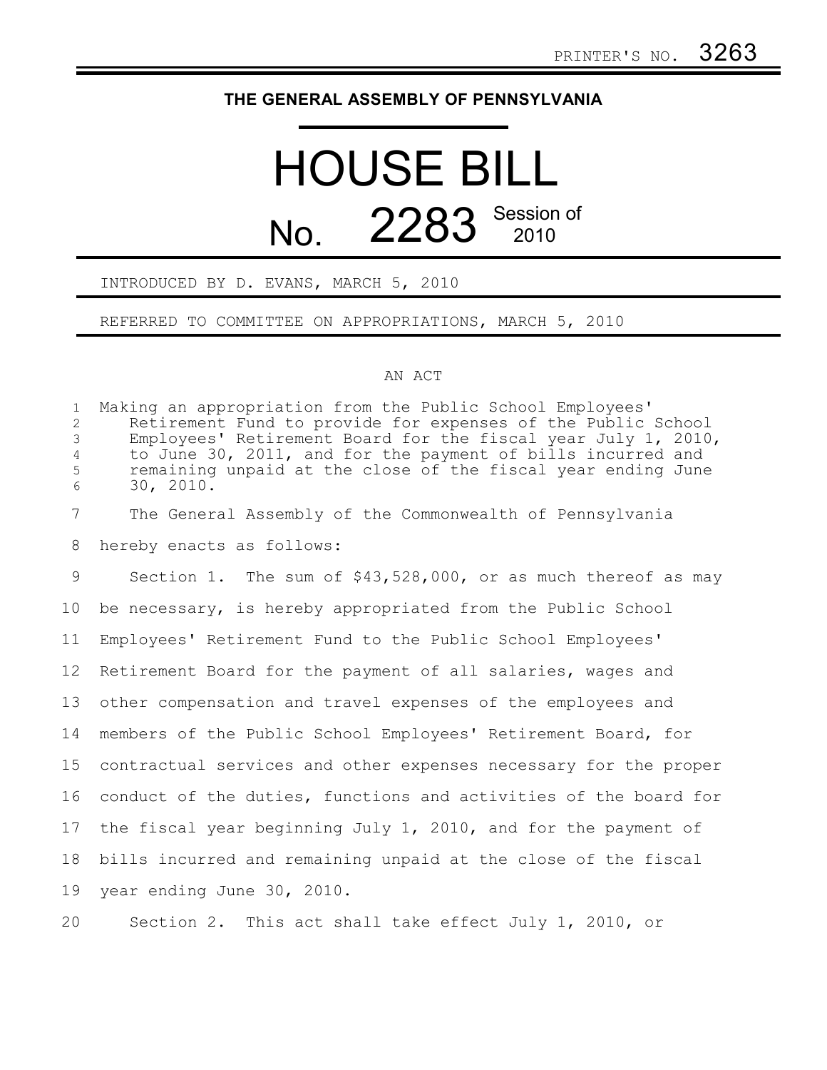PRINTER'S NO. 3263

**THE GENERAL ASSEMBLY OF PENNSYLVANIA**

# HOUSE BILL

## No. 2283 Session of 2010

INTRODUCED BY D. EVANS, MARCH 5, 2010

REFERRED TO COMMITTEE ON APPROPRIATIONS, MARCH 5, 2010

AN ACT

Making an appropriation from the Public School Employees' Retirement Fund to provide for expenses of the Public School Employees' Retirement Board for the fiscal year July 1, 2010, to June 30, 2011, and for the payment of bills incurred and remaining unpaid at the close of the fiscal year ending June 30, 2010.

The General Assembly of the Commonwealth of Pennsylvania hereby enacts as follows:

Section 1. The sum of $43,528,000, or as much thereof as may be necessary, is hereby appropriated from the Public School Employees' Retirement Fund to the Public School Employees' Retirement Board for the payment of all salaries, wages and other compensation and travel expenses of the employees and members of the Public School Employees' Retirement Board, for contractual services and other expenses necessary for the proper conduct of the duties, functions and activities of the board for the fiscal year beginning July 1, 2010, and for the payment of bills incurred and remaining unpaid at the close of the fiscal year ending June 30, 2010.

Section 2. This act shall take effect July 1, 2010, or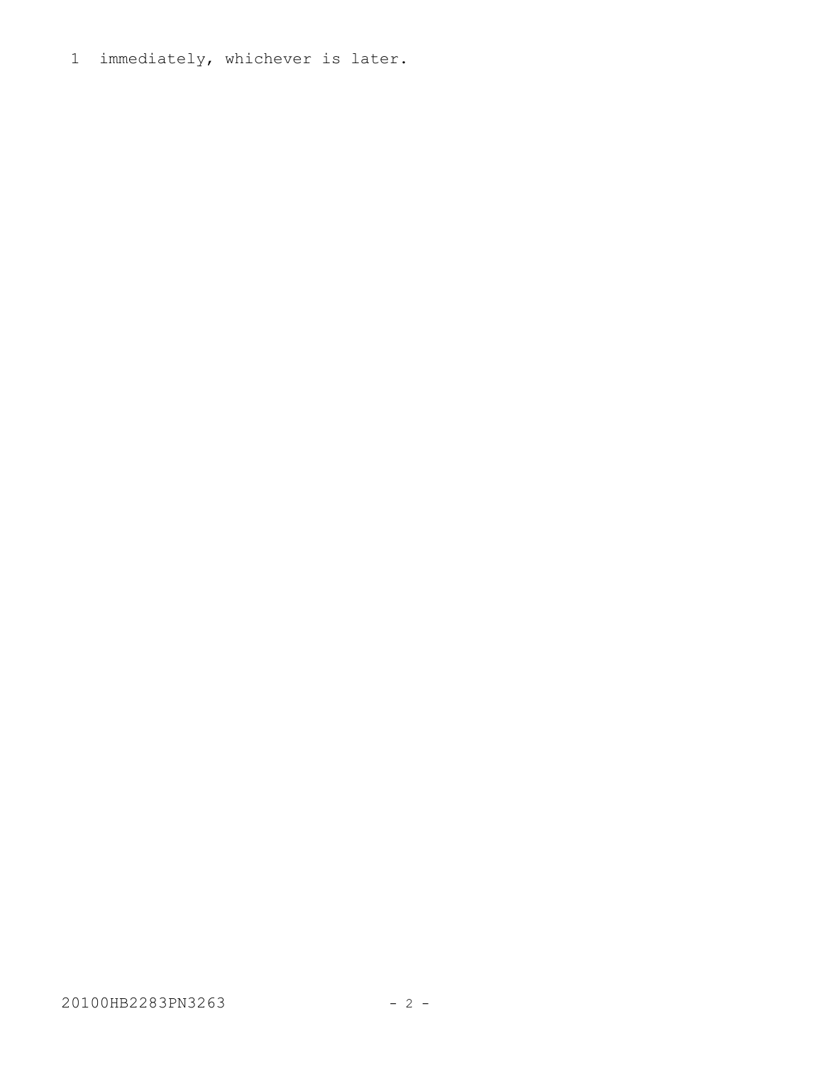immediately, whichever is later.